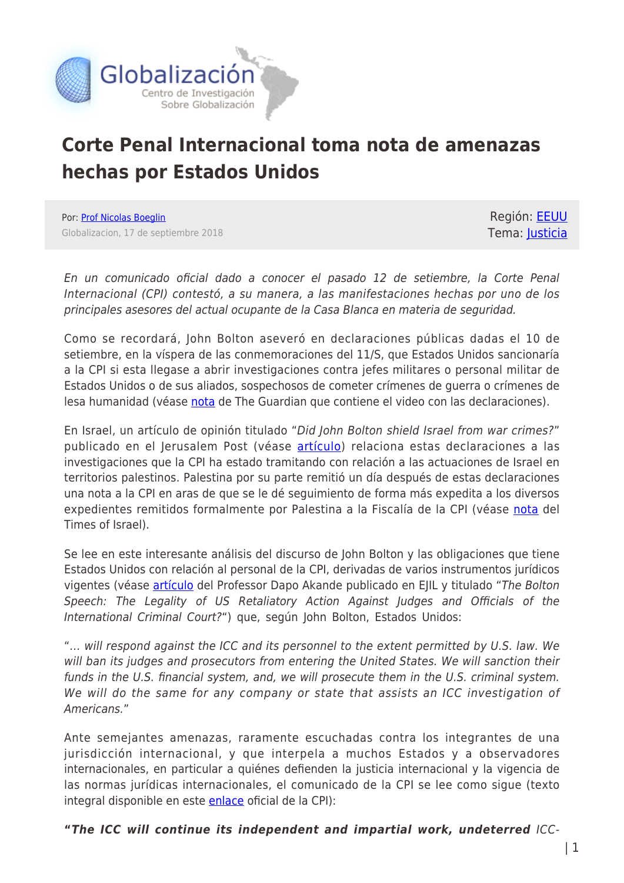# Corte Penal Internacional toma nota de amenazas hechas por Estados Unidos

Por: Prof Nicolas Boeglin
Globalizacion, 17 de septiembre 2018

Región: EEUU
Tema: Justicia

*En un comunicado oficial dado a conocer el pasado 12 de setiembre, la Corte Penal Internacional (CPI) contestó, a su manera, a las manifestaciones hechas por uno de los principales asesores del actual ocupante de la Casa Blanca en materia de seguridad.*

Como se recordará, John Bolton aseveró en declaraciones públicas dadas el 10 de setiembre, en la víspera de las conmemoraciones del 11/S, que Estados Unidos sancionaría a la CPI si esta llegase a abrir investigaciones contra jefes militares o personal militar de Estados Unidos o de sus aliados, sospechosos de cometer crímenes de guerra o crímenes de lesa humanidad (véase nota de The Guardian que contiene el video con las declaraciones).

En Israel, un artículo de opinión titulado "*Did John Bolton shield Israel from war crimes?*" publicado en el Jerusalem Post (véase artículo) relaciona estas declaraciones a las investigaciones que la CPI ha estado tramitando con relación a las actuaciones de Israel en territorios palestinos. Palestina por su parte remitió un día después de estas declaraciones una nota a la CPI en aras de que se le dé seguimiento de forma más expedita a los diversos expedientes remitidos formalmente por Palestina a la Fiscalía de la CPI (véase nota del Times of Israel).

Se lee en este interesante análisis del discurso de John Bolton y las obligaciones que tiene Estados Unidos con relación al personal de la CPI, derivadas de varios instrumentos jurídicos vigentes (véase artículo del Professor Dapo Akande publicado en EJIL y titulado "*The Bolton Speech: The Legality of US Retaliatory Action Against Judges and Officials of the International Criminal Court?*") que, según John Bolton, Estados Unidos:

"*... will respond against the ICC and its personnel to the extent permitted by U.S. law. We will ban its judges and prosecutors from entering the United States. We will sanction their funds in the U.S. financial system, and, we will prosecute them in the U.S. criminal system. We will do the same for any company or state that assists an ICC investigation of Americans.*"

Ante semejantes amenazas, raramente escuchadas contra los integrantes de una jurisdicción internacional, y que interpela a muchos Estados y a observadores internacionales, en particular a quiénes defienden la justicia internacional y la vigencia de las normas jurídicas internacionales, el comunicado de la CPI se lee como sigue (texto integral disponible en este enlace oficial de la CPI):

***"The ICC will continue its independent and impartial work, undeterred*** *ICC-*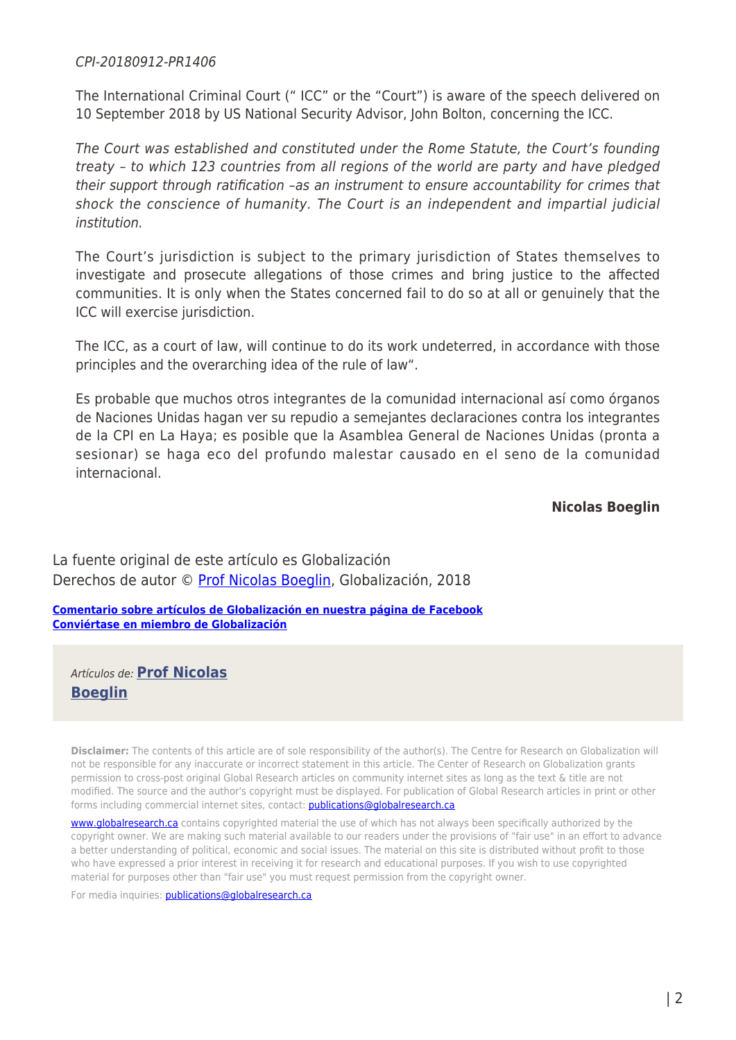*CPI-20180912-PR1406*

The International Criminal Court (" ICC" or the "Court") is aware of the speech delivered on 10 September 2018 by US National Security Advisor, John Bolton, concerning the ICC.

*The Court was established and constituted under the Rome Statute, the Court's founding treaty – to which 123 countries from all regions of the world are party and have pledged their support through ratification –as an instrument to ensure accountability for crimes that shock the conscience of humanity. The Court is an independent and impartial judicial institution.*

The Court's jurisdiction is subject to the primary jurisdiction of States themselves to investigate and prosecute allegations of those crimes and bring justice to the affected communities. It is only when the States concerned fail to do so at all or genuinely that the ICC will exercise jurisdiction.

The ICC, as a court of law, will continue to do its work undeterred, in accordance with those principles and the overarching idea of the rule of law".

Es probable que muchos otros integrantes de la comunidad internacional así como órganos de Naciones Unidas hagan ver su repudio a semejantes declaraciones contra los integrantes de la CPI en La Haya; es posible que la Asamblea General de Naciones Unidas (pronta a sesionar) se haga eco del profundo malestar causado en el seno de la comunidad internacional.

**Nicolas Boeglin**

La fuente original de este artículo es Globalización
Derechos de autor © Prof Nicolas Boeglin, Globalización, 2018

**Comentario sobre artículos de Globalización en nuestra página de Facebook**
**Conviértase en miembro de Globalización**

*Artículos de:* **Prof Nicolas Boeglin**

**Disclaimer:** The contents of this article are of sole responsibility of the author(s). The Centre for Research on Globalization will not be responsible for any inaccurate or incorrect statement in this article. The Center of Research on Globalization grants permission to cross-post original Global Research articles on community internet sites as long as the text & title are not modified. The source and the author's copyright must be displayed. For publication of Global Research articles in print or other forms including commercial internet sites, contact: publications@globalresearch.ca

www.globalresearch.ca contains copyrighted material the use of which has not always been specifically authorized by the copyright owner. We are making such material available to our readers under the provisions of "fair use" in an effort to advance a better understanding of political, economic and social issues. The material on this site is distributed without profit to those who have expressed a prior interest in receiving it for research and educational purposes. If you wish to use copyrighted material for purposes other than "fair use" you must request permission from the copyright owner.

For media inquiries: publications@globalresearch.ca